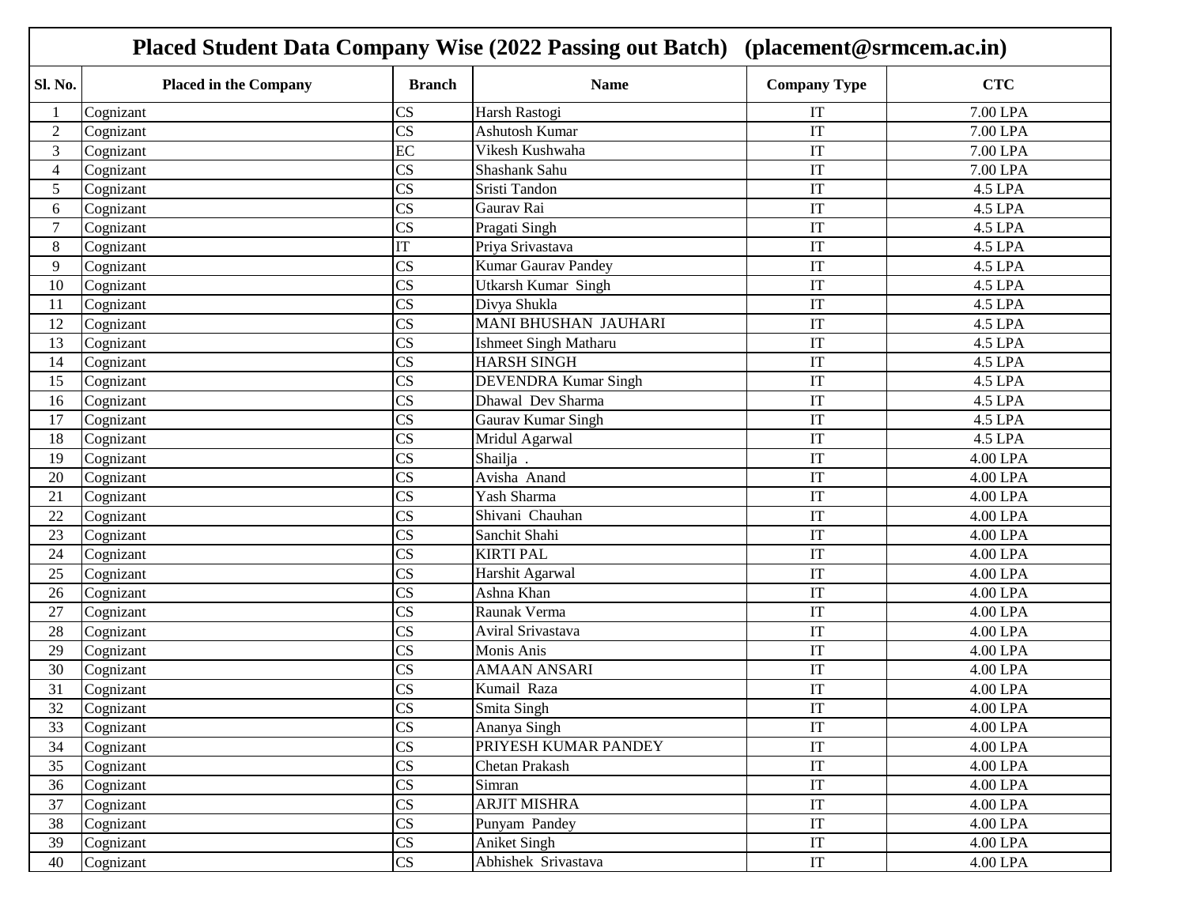# Placed Student Data Company Wise (2022 Passing out Batch) (placement@srmcem.ac.in)

| Sl. No. | Placed in the Company | Branch | Name | Company Type | CTC |
|---|---|---|---|---|---|
| 1 | Cognizant | CS | Harsh Rastogi | IT | 7.00 LPA |
| 2 | Cognizant | CS | Ashutosh Kumar | IT | 7.00 LPA |
| 3 | Cognizant | EC | Vikesh Kushwaha | IT | 7.00 LPA |
| 4 | Cognizant | CS | Shashank Sahu | IT | 7.00 LPA |
| 5 | Cognizant | CS | Sristi Tandon | IT | 4.5 LPA |
| 6 | Cognizant | CS | Gaurav Rai | IT | 4.5 LPA |
| 7 | Cognizant | CS | Pragati Singh | IT | 4.5 LPA |
| 8 | Cognizant | IT | Priya Srivastava | IT | 4.5 LPA |
| 9 | Cognizant | CS | Kumar Gaurav Pandey | IT | 4.5 LPA |
| 10 | Cognizant | CS | Utkarsh Kumar Singh | IT | 4.5 LPA |
| 11 | Cognizant | CS | Divya Shukla | IT | 4.5 LPA |
| 12 | Cognizant | CS | MANI BHUSHAN JAUHARI | IT | 4.5 LPA |
| 13 | Cognizant | CS | Ishmeet Singh Matharu | IT | 4.5 LPA |
| 14 | Cognizant | CS | HARSH SINGH | IT | 4.5 LPA |
| 15 | Cognizant | CS | DEVENDRA Kumar Singh | IT | 4.5 LPA |
| 16 | Cognizant | CS | Dhawal Dev Sharma | IT | 4.5 LPA |
| 17 | Cognizant | CS | Gaurav Kumar Singh | IT | 4.5 LPA |
| 18 | Cognizant | CS | Mridul Agarwal | IT | 4.5 LPA |
| 19 | Cognizant | CS | Shailja . | IT | 4.00 LPA |
| 20 | Cognizant | CS | Avisha Anand | IT | 4.00 LPA |
| 21 | Cognizant | CS | Yash Sharma | IT | 4.00 LPA |
| 22 | Cognizant | CS | Shivani Chauhan | IT | 4.00 LPA |
| 23 | Cognizant | CS | Sanchit Shahi | IT | 4.00 LPA |
| 24 | Cognizant | CS | KIRTI PAL | IT | 4.00 LPA |
| 25 | Cognizant | CS | Harshit Agarwal | IT | 4.00 LPA |
| 26 | Cognizant | CS | Ashna Khan | IT | 4.00 LPA |
| 27 | Cognizant | CS | Raunak Verma | IT | 4.00 LPA |
| 28 | Cognizant | CS | Aviral Srivastava | IT | 4.00 LPA |
| 29 | Cognizant | CS | Monis Anis | IT | 4.00 LPA |
| 30 | Cognizant | CS | AMAAN ANSARI | IT | 4.00 LPA |
| 31 | Cognizant | CS | Kumail Raza | IT | 4.00 LPA |
| 32 | Cognizant | CS | Smita Singh | IT | 4.00 LPA |
| 33 | Cognizant | CS | Ananya Singh | IT | 4.00 LPA |
| 34 | Cognizant | CS | PRIYESH KUMAR PANDEY | IT | 4.00 LPA |
| 35 | Cognizant | CS | Chetan Prakash | IT | 4.00 LPA |
| 36 | Cognizant | CS | Simran | IT | 4.00 LPA |
| 37 | Cognizant | CS | ARJIT MISHRA | IT | 4.00 LPA |
| 38 | Cognizant | CS | Punyam Pandey | IT | 4.00 LPA |
| 39 | Cognizant | CS | Aniket Singh | IT | 4.00 LPA |
| 40 | Cognizant | CS | Abhishek Srivastava | IT | 4.00 LPA |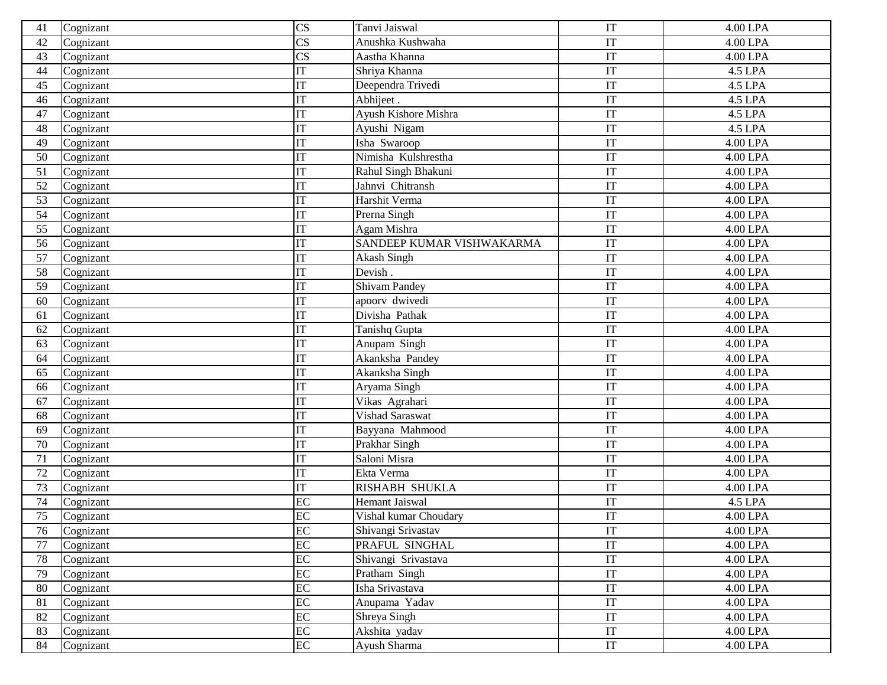| 41 | Cognizant | CS | Tanvi Jaiswal | IT | 4.00 LPA |
|---|---|---|---|---|---|
| 42 | Cognizant | CS | Anushka Kushwaha | IT | 4.00 LPA |
| 43 | Cognizant | CS | Aastha Khanna | IT | 4.00 LPA |
| 44 | Cognizant | IT | Shriya Khanna | IT | 4.5 LPA |
| 45 | Cognizant | IT | Deependra Trivedi | IT | 4.5 LPA |
| 46 | Cognizant | IT | Abhijeet . | IT | 4.5 LPA |
| 47 | Cognizant | IT | Ayush Kishore Mishra | IT | 4.5 LPA |
| 48 | Cognizant | IT | Ayushi Nigam | IT | 4.5 LPA |
| 49 | Cognizant | IT | Isha Swaroop | IT | 4.00 LPA |
| 50 | Cognizant | IT | Nimisha Kulshrestha | IT | 4.00 LPA |
| 51 | Cognizant | IT | Rahul Singh Bhakuni | IT | 4.00 LPA |
| 52 | Cognizant | IT | Jahnvi Chitransh | IT | 4.00 LPA |
| 53 | Cognizant | IT | Harshit Verma | IT | 4.00 LPA |
| 54 | Cognizant | IT | Prerna Singh | IT | 4.00 LPA |
| 55 | Cognizant | IT | Agam Mishra | IT | 4.00 LPA |
| 56 | Cognizant | IT | SANDEEP KUMAR VISHWAKARMA | IT | 4.00 LPA |
| 57 | Cognizant | IT | Akash Singh | IT | 4.00 LPA |
| 58 | Cognizant | IT | Devish . | IT | 4.00 LPA |
| 59 | Cognizant | IT | Shivam Pandey | IT | 4.00 LPA |
| 60 | Cognizant | IT | apoorv dwivedi | IT | 4.00 LPA |
| 61 | Cognizant | IT | Divisha Pathak | IT | 4.00 LPA |
| 62 | Cognizant | IT | Tanishq Gupta | IT | 4.00 LPA |
| 63 | Cognizant | IT | Anupam Singh | IT | 4.00 LPA |
| 64 | Cognizant | IT | Akanksha Pandey | IT | 4.00 LPA |
| 65 | Cognizant | IT | Akanksha Singh | IT | 4.00 LPA |
| 66 | Cognizant | IT | Aryama Singh | IT | 4.00 LPA |
| 67 | Cognizant | IT | Vikas Agrahari | IT | 4.00 LPA |
| 68 | Cognizant | IT | Vishad Saraswat | IT | 4.00 LPA |
| 69 | Cognizant | IT | Bayyana Mahmood | IT | 4.00 LPA |
| 70 | Cognizant | IT | Prakhar Singh | IT | 4.00 LPA |
| 71 | Cognizant | IT | Saloni Misra | IT | 4.00 LPA |
| 72 | Cognizant | IT | Ekta Verma | IT | 4.00 LPA |
| 73 | Cognizant | IT | RISHABH SHUKLA | IT | 4.00 LPA |
| 74 | Cognizant | EC | Hemant Jaiswal | IT | 4.5 LPA |
| 75 | Cognizant | EC | Vishal kumar Choudary | IT | 4.00 LPA |
| 76 | Cognizant | EC | Shivangi Srivastav | IT | 4.00 LPA |
| 77 | Cognizant | EC | PRAFUL SINGHAL | IT | 4.00 LPA |
| 78 | Cognizant | EC | Shivangi Srivastava | IT | 4.00 LPA |
| 79 | Cognizant | EC | Pratham Singh | IT | 4.00 LPA |
| 80 | Cognizant | EC | Isha Srivastava | IT | 4.00 LPA |
| 81 | Cognizant | EC | Anupama Yadav | IT | 4.00 LPA |
| 82 | Cognizant | EC | Shreya Singh | IT | 4.00 LPA |
| 83 | Cognizant | EC | Akshita yadav | IT | 4.00 LPA |
| 84 | Cognizant | EC | Ayush Sharma | IT | 4.00 LPA |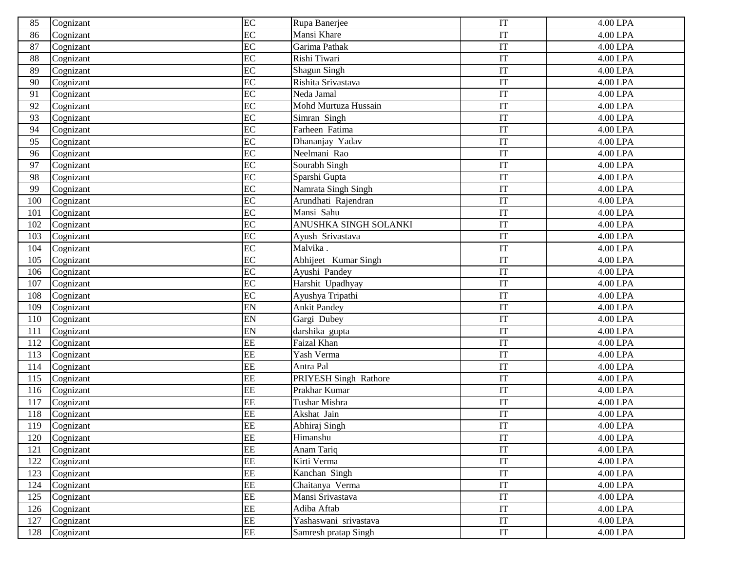| 85 | Cognizant | EC | Rupa Banerjee | IT | 4.00 LPA |
|---|---|---|---|---|---|
| 86 | Cognizant | EC | Mansi Khare | IT | 4.00 LPA |
| 87 | Cognizant | EC | Garima Pathak | IT | 4.00 LPA |
| 88 | Cognizant | EC | Rishi Tiwari | IT | 4.00 LPA |
| 89 | Cognizant | EC | Shagun Singh | IT | 4.00 LPA |
| 90 | Cognizant | EC | Rishita Srivastava | IT | 4.00 LPA |
| 91 | Cognizant | EC | Neda Jamal | IT | 4.00 LPA |
| 92 | Cognizant | EC | Mohd Murtuza Hussain | IT | 4.00 LPA |
| 93 | Cognizant | EC | Simran Singh | IT | 4.00 LPA |
| 94 | Cognizant | EC | Farheen Fatima | IT | 4.00 LPA |
| 95 | Cognizant | EC | Dhananjay Yadav | IT | 4.00 LPA |
| 96 | Cognizant | EC | Neelmani Rao | IT | 4.00 LPA |
| 97 | Cognizant | EC | Sourabh Singh | IT | 4.00 LPA |
| 98 | Cognizant | EC | Sparshi Gupta | IT | 4.00 LPA |
| 99 | Cognizant | EC | Namrata Singh Singh | IT | 4.00 LPA |
| 100 | Cognizant | EC | Arundhati Rajendran | IT | 4.00 LPA |
| 101 | Cognizant | EC | Mansi Sahu | IT | 4.00 LPA |
| 102 | Cognizant | EC | ANUSHKA SINGH SOLANKI | IT | 4.00 LPA |
| 103 | Cognizant | EC | Ayush Srivastava | IT | 4.00 LPA |
| 104 | Cognizant | EC | Malvika . | IT | 4.00 LPA |
| 105 | Cognizant | EC | Abhijeet Kumar Singh | IT | 4.00 LPA |
| 106 | Cognizant | EC | Ayushi Pandey | IT | 4.00 LPA |
| 107 | Cognizant | EC | Harshit Upadhyay | IT | 4.00 LPA |
| 108 | Cognizant | EC | Ayushya Tripathi | IT | 4.00 LPA |
| 109 | Cognizant | EN | Ankit Pandey | IT | 4.00 LPA |
| 110 | Cognizant | EN | Gargi Dubey | IT | 4.00 LPA |
| 111 | Cognizant | EN | darshika gupta | IT | 4.00 LPA |
| 112 | Cognizant | EE | Faizal Khan | IT | 4.00 LPA |
| 113 | Cognizant | EE | Yash Verma | IT | 4.00 LPA |
| 114 | Cognizant | EE | Antra Pal | IT | 4.00 LPA |
| 115 | Cognizant | EE | PRIYESH Singh Rathore | IT | 4.00 LPA |
| 116 | Cognizant | EE | Prakhar Kumar | IT | 4.00 LPA |
| 117 | Cognizant | EE | Tushar Mishra | IT | 4.00 LPA |
| 118 | Cognizant | EE | Akshat Jain | IT | 4.00 LPA |
| 119 | Cognizant | EE | Abhiraj Singh | IT | 4.00 LPA |
| 120 | Cognizant | EE | Himanshu | IT | 4.00 LPA |
| 121 | Cognizant | EE | Anam Tariq | IT | 4.00 LPA |
| 122 | Cognizant | EE | Kirti Verma | IT | 4.00 LPA |
| 123 | Cognizant | EE | Kanchan Singh | IT | 4.00 LPA |
| 124 | Cognizant | EE | Chaitanya Verma | IT | 4.00 LPA |
| 125 | Cognizant | EE | Mansi Srivastava | IT | 4.00 LPA |
| 126 | Cognizant | EE | Adiba Aftab | IT | 4.00 LPA |
| 127 | Cognizant | EE | Yashaswani srivastava | IT | 4.00 LPA |
| 128 | Cognizant | EE | Samresh pratap Singh | IT | 4.00 LPA |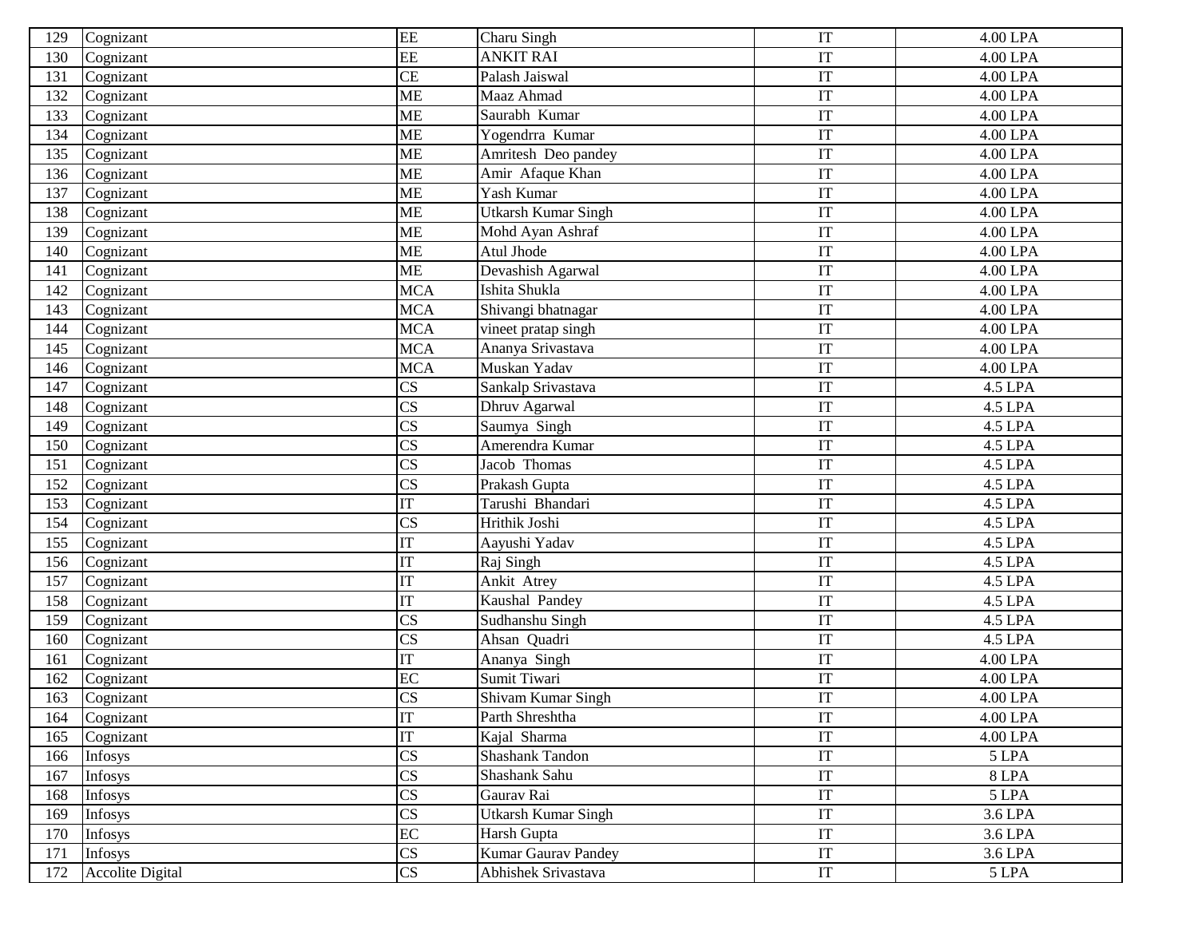| | | | | | |
|---|---|---|---|---|---|
| 129 | Cognizant | EE | Charu Singh | IT | 4.00 LPA |
| 130 | Cognizant | EE | ANKIT RAI | IT | 4.00 LPA |
| 131 | Cognizant | CE | Palash Jaiswal | IT | 4.00 LPA |
| 132 | Cognizant | ME | Maaz Ahmad | IT | 4.00 LPA |
| 133 | Cognizant | ME | Saurabh Kumar | IT | 4.00 LPA |
| 134 | Cognizant | ME | Yogendrra Kumar | IT | 4.00 LPA |
| 135 | Cognizant | ME | Amritesh Deo pandey | IT | 4.00 LPA |
| 136 | Cognizant | ME | Amir Afaque Khan | IT | 4.00 LPA |
| 137 | Cognizant | ME | Yash Kumar | IT | 4.00 LPA |
| 138 | Cognizant | ME | Utkarsh Kumar Singh | IT | 4.00 LPA |
| 139 | Cognizant | ME | Mohd Ayan Ashraf | IT | 4.00 LPA |
| 140 | Cognizant | ME | Atul Jhode | IT | 4.00 LPA |
| 141 | Cognizant | ME | Devashish Agarwal | IT | 4.00 LPA |
| 142 | Cognizant | MCA | Ishita Shukla | IT | 4.00 LPA |
| 143 | Cognizant | MCA | Shivangi bhatnagar | IT | 4.00 LPA |
| 144 | Cognizant | MCA | vineet pratap singh | IT | 4.00 LPA |
| 145 | Cognizant | MCA | Ananya Srivastava | IT | 4.00 LPA |
| 146 | Cognizant | MCA | Muskan Yadav | IT | 4.00 LPA |
| 147 | Cognizant | CS | Sankalp Srivastava | IT | 4.5 LPA |
| 148 | Cognizant | CS | Dhruv Agarwal | IT | 4.5 LPA |
| 149 | Cognizant | CS | Saumya Singh | IT | 4.5 LPA |
| 150 | Cognizant | CS | Amerendra Kumar | IT | 4.5 LPA |
| 151 | Cognizant | CS | Jacob Thomas | IT | 4.5 LPA |
| 152 | Cognizant | CS | Prakash Gupta | IT | 4.5 LPA |
| 153 | Cognizant | IT | Tarushi Bhandari | IT | 4.5 LPA |
| 154 | Cognizant | CS | Hrithik Joshi | IT | 4.5 LPA |
| 155 | Cognizant | IT | Aayushi Yadav | IT | 4.5 LPA |
| 156 | Cognizant | IT | Raj Singh | IT | 4.5 LPA |
| 157 | Cognizant | IT | Ankit Atrey | IT | 4.5 LPA |
| 158 | Cognizant | IT | Kaushal Pandey | IT | 4.5 LPA |
| 159 | Cognizant | CS | Sudhanshu Singh | IT | 4.5 LPA |
| 160 | Cognizant | CS | Ahsan Quadri | IT | 4.5 LPA |
| 161 | Cognizant | IT | Ananya Singh | IT | 4.00 LPA |
| 162 | Cognizant | EC | Sumit Tiwari | IT | 4.00 LPA |
| 163 | Cognizant | CS | Shivam Kumar Singh | IT | 4.00 LPA |
| 164 | Cognizant | IT | Parth Shreshtha | IT | 4.00 LPA |
| 165 | Cognizant | IT | Kajal Sharma | IT | 4.00 LPA |
| 166 | Infosys | CS | Shashank Tandon | IT | 5 LPA |
| 167 | Infosys | CS | Shashank Sahu | IT | 8 LPA |
| 168 | Infosys | CS | Gaurav Rai | IT | 5 LPA |
| 169 | Infosys | CS | Utkarsh Kumar Singh | IT | 3.6 LPA |
| 170 | Infosys | EC | Harsh Gupta | IT | 3.6 LPA |
| 171 | Infosys | CS | Kumar Gaurav Pandey | IT | 3.6 LPA |
| 172 | Accolite Digital | CS | Abhishek Srivastava | IT | 5 LPA |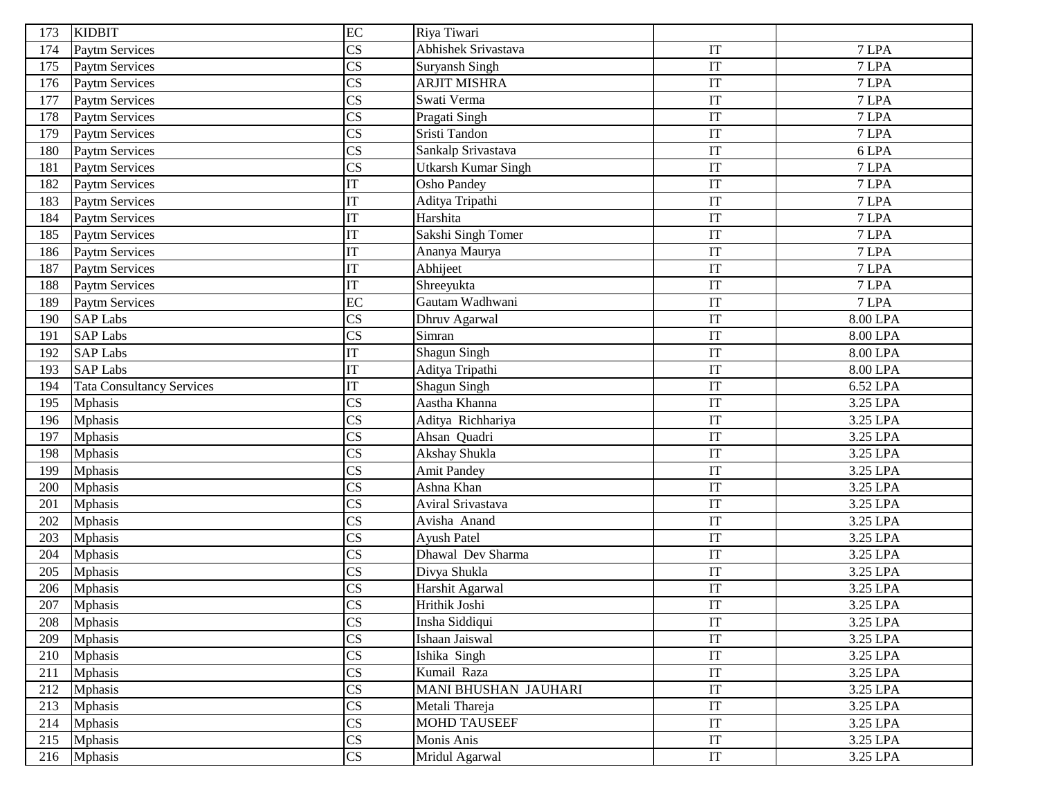| 173 | KIDBIT | EC | Riya Tiwari | | |
|---|---|---|---|---|---|
| 174 | Paytm Services | CS | Abhishek Srivastava | IT | 7 LPA |
| 175 | Paytm Services | CS | Suryansh Singh | IT | 7 LPA |
| 176 | Paytm Services | CS | ARJIT MISHRA | IT | 7 LPA |
| 177 | Paytm Services | CS | Swati Verma | IT | 7 LPA |
| 178 | Paytm Services | CS | Pragati Singh | IT | 7 LPA |
| 179 | Paytm Services | CS | Sristi Tandon | IT | 7 LPA |
| 180 | Paytm Services | CS | Sankalp Srivastava | IT | 6 LPA |
| 181 | Paytm Services | CS | Utkarsh Kumar Singh | IT | 7 LPA |
| 182 | Paytm Services | IT | Osho Pandey | IT | 7 LPA |
| 183 | Paytm Services | IT | Aditya Tripathi | IT | 7 LPA |
| 184 | Paytm Services | IT | Harshita | IT | 7 LPA |
| 185 | Paytm Services | IT | Sakshi Singh Tomer | IT | 7 LPA |
| 186 | Paytm Services | IT | Ananya Maurya | IT | 7 LPA |
| 187 | Paytm Services | IT | Abhijeet | IT | 7 LPA |
| 188 | Paytm Services | IT | Shreeyukta | IT | 7 LPA |
| 189 | Paytm Services | EC | Gautam Wadhwani | IT | 7 LPA |
| 190 | SAP Labs | CS | Dhruv Agarwal | IT | 8.00 LPA |
| 191 | SAP Labs | CS | Simran | IT | 8.00 LPA |
| 192 | SAP Labs | IT | Shagun Singh | IT | 8.00 LPA |
| 193 | SAP Labs | IT | Aditya Tripathi | IT | 8.00 LPA |
| 194 | Tata Consultancy Services | IT | Shagun Singh | IT | 6.52 LPA |
| 195 | Mphasis | CS | Aastha Khanna | IT | 3.25 LPA |
| 196 | Mphasis | CS | Aditya Richhariya | IT | 3.25 LPA |
| 197 | Mphasis | CS | Ahsan Quadri | IT | 3.25 LPA |
| 198 | Mphasis | CS | Akshay Shukla | IT | 3.25 LPA |
| 199 | Mphasis | CS | Amit Pandey | IT | 3.25 LPA |
| 200 | Mphasis | CS | Ashna Khan | IT | 3.25 LPA |
| 201 | Mphasis | CS | Aviral Srivastava | IT | 3.25 LPA |
| 202 | Mphasis | CS | Avisha Anand | IT | 3.25 LPA |
| 203 | Mphasis | CS | Ayush Patel | IT | 3.25 LPA |
| 204 | Mphasis | CS | Dhawal Dev Sharma | IT | 3.25 LPA |
| 205 | Mphasis | CS | Divya Shukla | IT | 3.25 LPA |
| 206 | Mphasis | CS | Harshit Agarwal | IT | 3.25 LPA |
| 207 | Mphasis | CS | Hrithik Joshi | IT | 3.25 LPA |
| 208 | Mphasis | CS | Insha Siddiqui | IT | 3.25 LPA |
| 209 | Mphasis | CS | Ishaan Jaiswal | IT | 3.25 LPA |
| 210 | Mphasis | CS | Ishika Singh | IT | 3.25 LPA |
| 211 | Mphasis | CS | Kumail Raza | IT | 3.25 LPA |
| 212 | Mphasis | CS | MANI BHUSHAN JAUHARI | IT | 3.25 LPA |
| 213 | Mphasis | CS | Metali Thareja | IT | 3.25 LPA |
| 214 | Mphasis | CS | MOHD TAUSEEF | IT | 3.25 LPA |
| 215 | Mphasis | CS | Monis Anis | IT | 3.25 LPA |
| 216 | Mphasis | CS | Mridul Agarwal | IT | 3.25 LPA |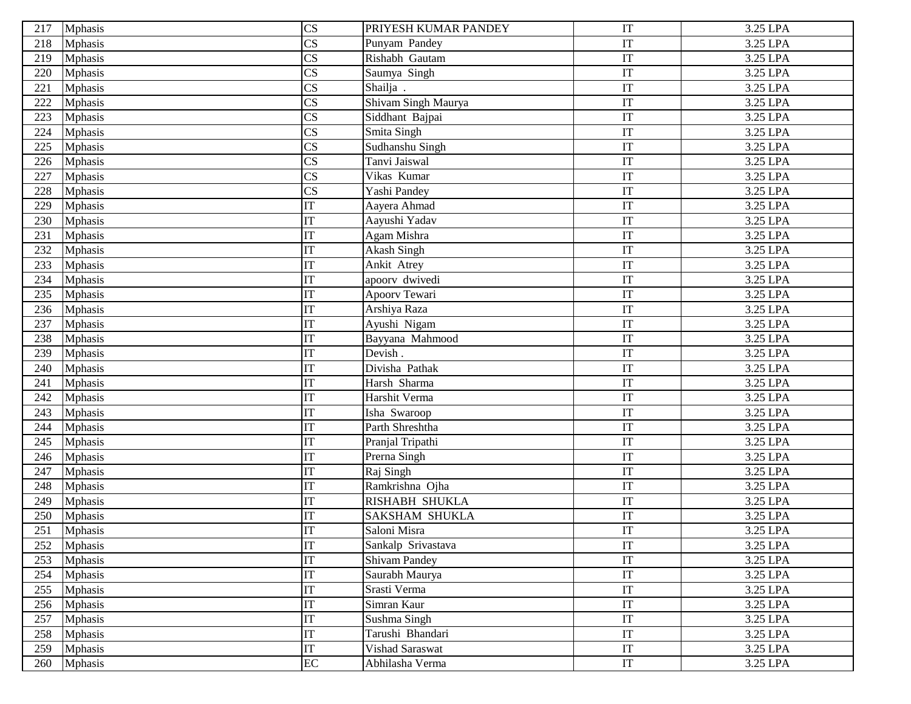| | | | | | |
|---|---|---|---|---|---|
| 217 | Mphasis | CS | PRIYESH KUMAR PANDEY | IT | 3.25 LPA |
| 218 | Mphasis | CS | Punyam Pandey | IT | 3.25 LPA |
| 219 | Mphasis | CS | Rishabh Gautam | IT | 3.25 LPA |
| 220 | Mphasis | CS | Saumya Singh | IT | 3.25 LPA |
| 221 | Mphasis | CS | Shailja . | IT | 3.25 LPA |
| 222 | Mphasis | CS | Shivam Singh Maurya | IT | 3.25 LPA |
| 223 | Mphasis | CS | Siddhant Bajpai | IT | 3.25 LPA |
| 224 | Mphasis | CS | Smita Singh | IT | 3.25 LPA |
| 225 | Mphasis | CS | Sudhanshu Singh | IT | 3.25 LPA |
| 226 | Mphasis | CS | Tanvi Jaiswal | IT | 3.25 LPA |
| 227 | Mphasis | CS | Vikas Kumar | IT | 3.25 LPA |
| 228 | Mphasis | CS | Yashi Pandey | IT | 3.25 LPA |
| 229 | Mphasis | IT | Aayera Ahmad | IT | 3.25 LPA |
| 230 | Mphasis | IT | Aayushi Yadav | IT | 3.25 LPA |
| 231 | Mphasis | IT | Agam Mishra | IT | 3.25 LPA |
| 232 | Mphasis | IT | Akash Singh | IT | 3.25 LPA |
| 233 | Mphasis | IT | Ankit Atrey | IT | 3.25 LPA |
| 234 | Mphasis | IT | apoorv dwivedi | IT | 3.25 LPA |
| 235 | Mphasis | IT | Apoorv Tewari | IT | 3.25 LPA |
| 236 | Mphasis | IT | Arshiya Raza | IT | 3.25 LPA |
| 237 | Mphasis | IT | Ayushi Nigam | IT | 3.25 LPA |
| 238 | Mphasis | IT | Bayyana Mahmood | IT | 3.25 LPA |
| 239 | Mphasis | IT | Devish . | IT | 3.25 LPA |
| 240 | Mphasis | IT | Divisha Pathak | IT | 3.25 LPA |
| 241 | Mphasis | IT | Harsh Sharma | IT | 3.25 LPA |
| 242 | Mphasis | IT | Harshit Verma | IT | 3.25 LPA |
| 243 | Mphasis | IT | Isha Swaroop | IT | 3.25 LPA |
| 244 | Mphasis | IT | Parth Shreshtha | IT | 3.25 LPA |
| 245 | Mphasis | IT | Pranjal Tripathi | IT | 3.25 LPA |
| 246 | Mphasis | IT | Prerna Singh | IT | 3.25 LPA |
| 247 | Mphasis | IT | Raj Singh | IT | 3.25 LPA |
| 248 | Mphasis | IT | Ramkrishna Ojha | IT | 3.25 LPA |
| 249 | Mphasis | IT | RISHABH SHUKLA | IT | 3.25 LPA |
| 250 | Mphasis | IT | SAKSHAM SHUKLA | IT | 3.25 LPA |
| 251 | Mphasis | IT | Saloni Misra | IT | 3.25 LPA |
| 252 | Mphasis | IT | Sankalp Srivastava | IT | 3.25 LPA |
| 253 | Mphasis | IT | Shivam Pandey | IT | 3.25 LPA |
| 254 | Mphasis | IT | Saurabh Maurya | IT | 3.25 LPA |
| 255 | Mphasis | IT | Srasti Verma | IT | 3.25 LPA |
| 256 | Mphasis | IT | Simran Kaur | IT | 3.25 LPA |
| 257 | Mphasis | IT | Sushma Singh | IT | 3.25 LPA |
| 258 | Mphasis | IT | Tarushi Bhandari | IT | 3.25 LPA |
| 259 | Mphasis | IT | Vishad Saraswat | IT | 3.25 LPA |
| 260 | Mphasis | EC | Abhilasha Verma | IT | 3.25 LPA |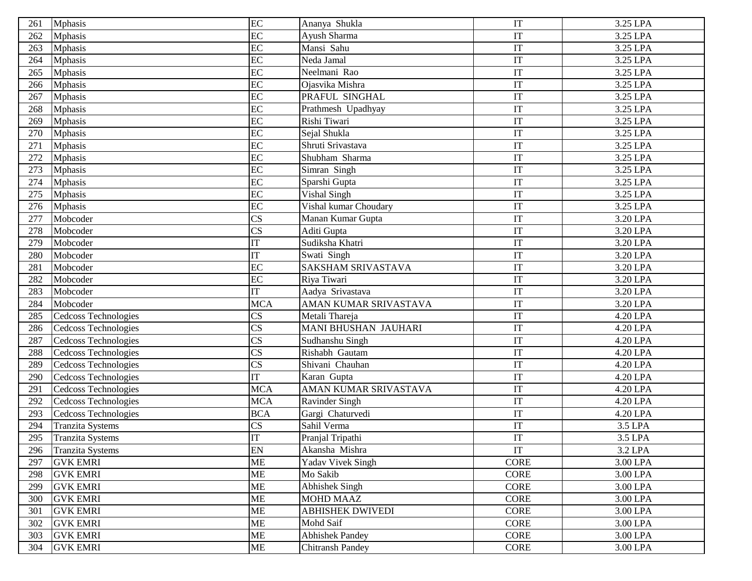| 261 | Mphasis | EC | Ananya Shukla | IT | 3.25 LPA |
|---|---|---|---|---|---|
| 262 | Mphasis | EC | Ayush Sharma | IT | 3.25 LPA |
| 263 | Mphasis | EC | Mansi Sahu | IT | 3.25 LPA |
| 264 | Mphasis | EC | Neda Jamal | IT | 3.25 LPA |
| 265 | Mphasis | EC | Neelmani Rao | IT | 3.25 LPA |
| 266 | Mphasis | EC | Ojasvika Mishra | IT | 3.25 LPA |
| 267 | Mphasis | EC | PRAFUL SINGHAL | IT | 3.25 LPA |
| 268 | Mphasis | EC | Prathmesh Upadhyay | IT | 3.25 LPA |
| 269 | Mphasis | EC | Rishi Tiwari | IT | 3.25 LPA |
| 270 | Mphasis | EC | Sejal Shukla | IT | 3.25 LPA |
| 271 | Mphasis | EC | Shruti Srivastava | IT | 3.25 LPA |
| 272 | Mphasis | EC | Shubham Sharma | IT | 3.25 LPA |
| 273 | Mphasis | EC | Simran Singh | IT | 3.25 LPA |
| 274 | Mphasis | EC | Sparshi Gupta | IT | 3.25 LPA |
| 275 | Mphasis | EC | Vishal Singh | IT | 3.25 LPA |
| 276 | Mphasis | EC | Vishal kumar Choudary | IT | 3.25 LPA |
| 277 | Mobcoder | CS | Manan Kumar Gupta | IT | 3.20 LPA |
| 278 | Mobcoder | CS | Aditi Gupta | IT | 3.20 LPA |
| 279 | Mobcoder | IT | Sudiksha Khatri | IT | 3.20 LPA |
| 280 | Mobcoder | IT | Swati Singh | IT | 3.20 LPA |
| 281 | Mobcoder | EC | SAKSHAM SRIVASTAVA | IT | 3.20 LPA |
| 282 | Mobcoder | EC | Riya Tiwari | IT | 3.20 LPA |
| 283 | Mobcoder | IT | Aadya Srivastava | IT | 3.20 LPA |
| 284 | Mobcoder | MCA | AMAN KUMAR SRIVASTAVA | IT | 3.20 LPA |
| 285 | Cedcoss Technologies | CS | Metali Thareja | IT | 4.20 LPA |
| 286 | Cedcoss Technologies | CS | MANI BHUSHAN JAUHARI | IT | 4.20 LPA |
| 287 | Cedcoss Technologies | CS | Sudhanshu Singh | IT | 4.20 LPA |
| 288 | Cedcoss Technologies | CS | Rishabh Gautam | IT | 4.20 LPA |
| 289 | Cedcoss Technologies | CS | Shivani Chauhan | IT | 4.20 LPA |
| 290 | Cedcoss Technologies | IT | Karan Gupta | IT | 4.20 LPA |
| 291 | Cedcoss Technologies | MCA | AMAN KUMAR SRIVASTAVA | IT | 4.20 LPA |
| 292 | Cedcoss Technologies | MCA | Ravinder Singh | IT | 4.20 LPA |
| 293 | Cedcoss Technologies | BCA | Gargi Chaturvedi | IT | 4.20 LPA |
| 294 | Tranzita Systems | CS | Sahil Verma | IT | 3.5 LPA |
| 295 | Tranzita Systems | IT | Pranjal Tripathi | IT | 3.5 LPA |
| 296 | Tranzita Systems | EN | Akansha Mishra | IT | 3.2 LPA |
| 297 | GVK EMRI | ME | Yadav Vivek Singh | CORE | 3.00 LPA |
| 298 | GVK EMRI | ME | Mo Sakib | CORE | 3.00 LPA |
| 299 | GVK EMRI | ME | Abhishek Singh | CORE | 3.00 LPA |
| 300 | GVK EMRI | ME | MOHD MAAZ | CORE | 3.00 LPA |
| 301 | GVK EMRI | ME | ABHISHEK DWIVEDI | CORE | 3.00 LPA |
| 302 | GVK EMRI | ME | Mohd Saif | CORE | 3.00 LPA |
| 303 | GVK EMRI | ME | Abhishek Pandey | CORE | 3.00 LPA |
| 304 | GVK EMRI | ME | Chitransh Pandey | CORE | 3.00 LPA |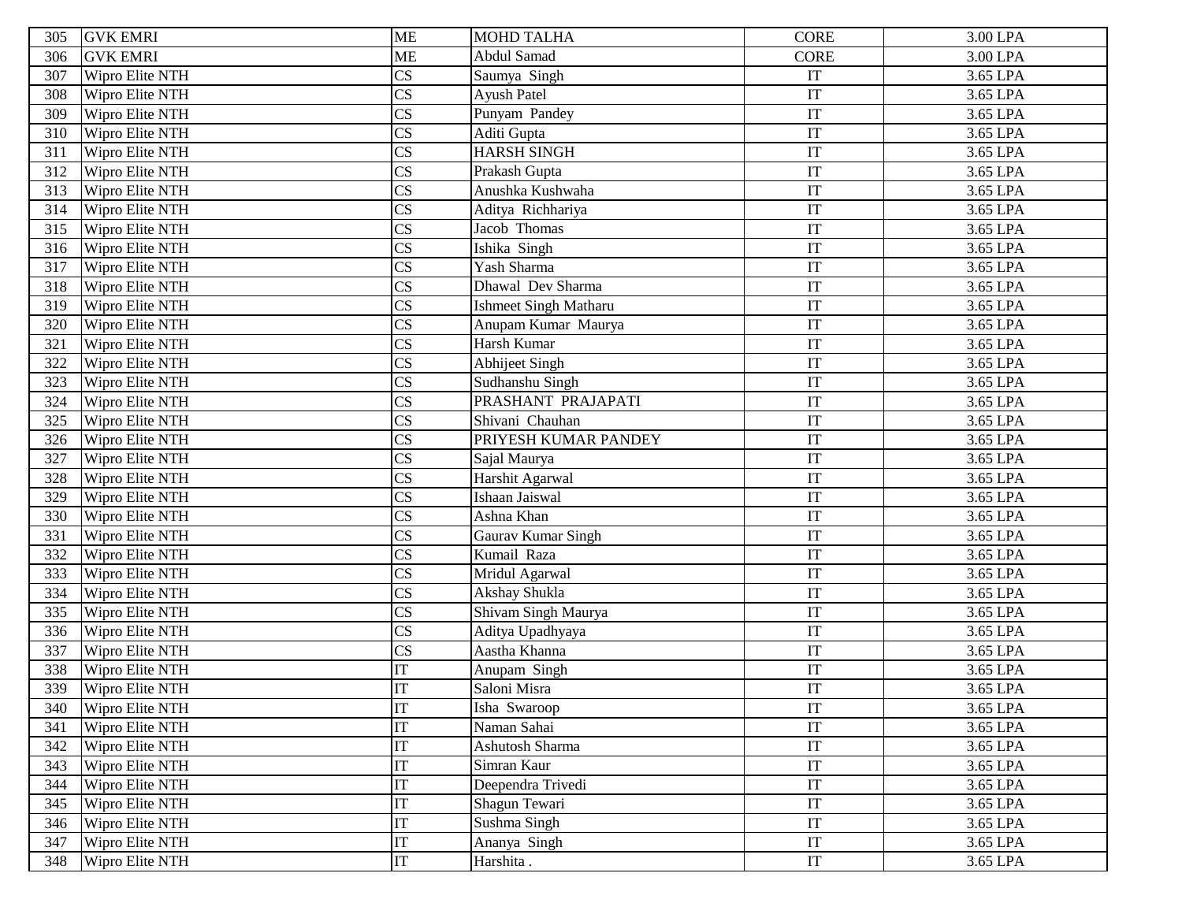| 305 | GVK EMRI | ME | MOHD TALHA | CORE | 3.00 LPA |
|---|---|---|---|---|---|
| 306 | GVK EMRI | ME | Abdul Samad | CORE | 3.00 LPA |
| 307 | Wipro Elite NTH | CS | Saumya Singh | IT | 3.65 LPA |
| 308 | Wipro Elite NTH | CS | Ayush Patel | IT | 3.65 LPA |
| 309 | Wipro Elite NTH | CS | Punyam Pandey | IT | 3.65 LPA |
| 310 | Wipro Elite NTH | CS | Aditi Gupta | IT | 3.65 LPA |
| 311 | Wipro Elite NTH | CS | HARSH SINGH | IT | 3.65 LPA |
| 312 | Wipro Elite NTH | CS | Prakash Gupta | IT | 3.65 LPA |
| 313 | Wipro Elite NTH | CS | Anushka Kushwaha | IT | 3.65 LPA |
| 314 | Wipro Elite NTH | CS | Aditya Richhariya | IT | 3.65 LPA |
| 315 | Wipro Elite NTH | CS | Jacob Thomas | IT | 3.65 LPA |
| 316 | Wipro Elite NTH | CS | Ishika Singh | IT | 3.65 LPA |
| 317 | Wipro Elite NTH | CS | Yash Sharma | IT | 3.65 LPA |
| 318 | Wipro Elite NTH | CS | Dhawal Dev Sharma | IT | 3.65 LPA |
| 319 | Wipro Elite NTH | CS | Ishmeet Singh Matharu | IT | 3.65 LPA |
| 320 | Wipro Elite NTH | CS | Anupam Kumar Maurya | IT | 3.65 LPA |
| 321 | Wipro Elite NTH | CS | Harsh Kumar | IT | 3.65 LPA |
| 322 | Wipro Elite NTH | CS | Abhijeet Singh | IT | 3.65 LPA |
| 323 | Wipro Elite NTH | CS | Sudhanshu Singh | IT | 3.65 LPA |
| 324 | Wipro Elite NTH | CS | PRASHANT PRAJAPATI | IT | 3.65 LPA |
| 325 | Wipro Elite NTH | CS | Shivani Chauhan | IT | 3.65 LPA |
| 326 | Wipro Elite NTH | CS | PRIYESH KUMAR PANDEY | IT | 3.65 LPA |
| 327 | Wipro Elite NTH | CS | Sajal Maurya | IT | 3.65 LPA |
| 328 | Wipro Elite NTH | CS | Harshit Agarwal | IT | 3.65 LPA |
| 329 | Wipro Elite NTH | CS | Ishaan Jaiswal | IT | 3.65 LPA |
| 330 | Wipro Elite NTH | CS | Ashna Khan | IT | 3.65 LPA |
| 331 | Wipro Elite NTH | CS | Gaurav Kumar Singh | IT | 3.65 LPA |
| 332 | Wipro Elite NTH | CS | Kumail Raza | IT | 3.65 LPA |
| 333 | Wipro Elite NTH | CS | Mridul Agarwal | IT | 3.65 LPA |
| 334 | Wipro Elite NTH | CS | Akshay Shukla | IT | 3.65 LPA |
| 335 | Wipro Elite NTH | CS | Shivam Singh Maurya | IT | 3.65 LPA |
| 336 | Wipro Elite NTH | CS | Aditya Upadhyaya | IT | 3.65 LPA |
| 337 | Wipro Elite NTH | CS | Aastha Khanna | IT | 3.65 LPA |
| 338 | Wipro Elite NTH | IT | Anupam Singh | IT | 3.65 LPA |
| 339 | Wipro Elite NTH | IT | Saloni Misra | IT | 3.65 LPA |
| 340 | Wipro Elite NTH | IT | Isha Swaroop | IT | 3.65 LPA |
| 341 | Wipro Elite NTH | IT | Naman Sahai | IT | 3.65 LPA |
| 342 | Wipro Elite NTH | IT | Ashutosh Sharma | IT | 3.65 LPA |
| 343 | Wipro Elite NTH | IT | Simran Kaur | IT | 3.65 LPA |
| 344 | Wipro Elite NTH | IT | Deependra Trivedi | IT | 3.65 LPA |
| 345 | Wipro Elite NTH | IT | Shagun Tewari | IT | 3.65 LPA |
| 346 | Wipro Elite NTH | IT | Sushma Singh | IT | 3.65 LPA |
| 347 | Wipro Elite NTH | IT | Ananya Singh | IT | 3.65 LPA |
| 348 | Wipro Elite NTH | IT | Harshita . | IT | 3.65 LPA |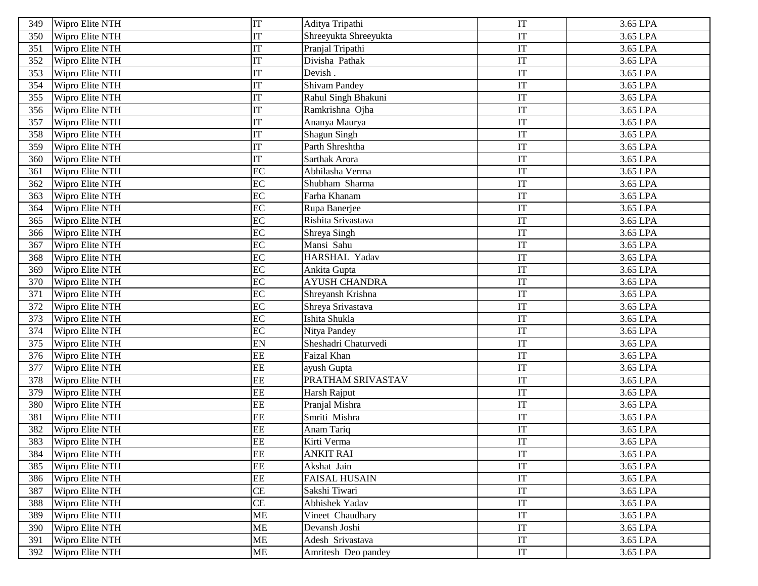| 349 | Wipro Elite NTH | IT | Aditya Tripathi | IT | 3.65 LPA |
|---|---|---|---|---|---|
| 350 | Wipro Elite NTH | IT | Shreeyukta Shreeyukta | IT | 3.65 LPA |
| 351 | Wipro Elite NTH | IT | Pranjal Tripathi | IT | 3.65 LPA |
| 352 | Wipro Elite NTH | IT | Divisha Pathak | IT | 3.65 LPA |
| 353 | Wipro Elite NTH | IT | Devish . | IT | 3.65 LPA |
| 354 | Wipro Elite NTH | IT | Shivam Pandey | IT | 3.65 LPA |
| 355 | Wipro Elite NTH | IT | Rahul Singh Bhakuni | IT | 3.65 LPA |
| 356 | Wipro Elite NTH | IT | Ramkrishna Ojha | IT | 3.65 LPA |
| 357 | Wipro Elite NTH | IT | Ananya Maurya | IT | 3.65 LPA |
| 358 | Wipro Elite NTH | IT | Shagun Singh | IT | 3.65 LPA |
| 359 | Wipro Elite NTH | IT | Parth Shreshtha | IT | 3.65 LPA |
| 360 | Wipro Elite NTH | IT | Sarthak Arora | IT | 3.65 LPA |
| 361 | Wipro Elite NTH | EC | Abhilasha Verma | IT | 3.65 LPA |
| 362 | Wipro Elite NTH | EC | Shubham Sharma | IT | 3.65 LPA |
| 363 | Wipro Elite NTH | EC | Farha Khanam | IT | 3.65 LPA |
| 364 | Wipro Elite NTH | EC | Rupa Banerjee | IT | 3.65 LPA |
| 365 | Wipro Elite NTH | EC | Rishita Srivastava | IT | 3.65 LPA |
| 366 | Wipro Elite NTH | EC | Shreya Singh | IT | 3.65 LPA |
| 367 | Wipro Elite NTH | EC | Mansi Sahu | IT | 3.65 LPA |
| 368 | Wipro Elite NTH | EC | HARSHAL Yadav | IT | 3.65 LPA |
| 369 | Wipro Elite NTH | EC | Ankita Gupta | IT | 3.65 LPA |
| 370 | Wipro Elite NTH | EC | AYUSH CHANDRA | IT | 3.65 LPA |
| 371 | Wipro Elite NTH | EC | Shreyansh Krishna | IT | 3.65 LPA |
| 372 | Wipro Elite NTH | EC | Shreya Srivastava | IT | 3.65 LPA |
| 373 | Wipro Elite NTH | EC | Ishita Shukla | IT | 3.65 LPA |
| 374 | Wipro Elite NTH | EC | Nitya Pandey | IT | 3.65 LPA |
| 375 | Wipro Elite NTH | EN | Sheshadri Chaturvedi | IT | 3.65 LPA |
| 376 | Wipro Elite NTH | EE | Faizal Khan | IT | 3.65 LPA |
| 377 | Wipro Elite NTH | EE | ayush Gupta | IT | 3.65 LPA |
| 378 | Wipro Elite NTH | EE | PRATHAM SRIVASTAV | IT | 3.65 LPA |
| 379 | Wipro Elite NTH | EE | Harsh Rajput | IT | 3.65 LPA |
| 380 | Wipro Elite NTH | EE | Pranjal Mishra | IT | 3.65 LPA |
| 381 | Wipro Elite NTH | EE | Smriti Mishra | IT | 3.65 LPA |
| 382 | Wipro Elite NTH | EE | Anam Tariq | IT | 3.65 LPA |
| 383 | Wipro Elite NTH | EE | Kirti Verma | IT | 3.65 LPA |
| 384 | Wipro Elite NTH | EE | ANKIT RAI | IT | 3.65 LPA |
| 385 | Wipro Elite NTH | EE | Akshat Jain | IT | 3.65 LPA |
| 386 | Wipro Elite NTH | EE | FAISAL HUSAIN | IT | 3.65 LPA |
| 387 | Wipro Elite NTH | CE | Sakshi Tiwari | IT | 3.65 LPA |
| 388 | Wipro Elite NTH | CE | Abhishek Yadav | IT | 3.65 LPA |
| 389 | Wipro Elite NTH | ME | Vineet Chaudhary | IT | 3.65 LPA |
| 390 | Wipro Elite NTH | ME | Devansh Joshi | IT | 3.65 LPA |
| 391 | Wipro Elite NTH | ME | Adesh Srivastava | IT | 3.65 LPA |
| 392 | Wipro Elite NTH | ME | Amritesh Deo pandey | IT | 3.65 LPA |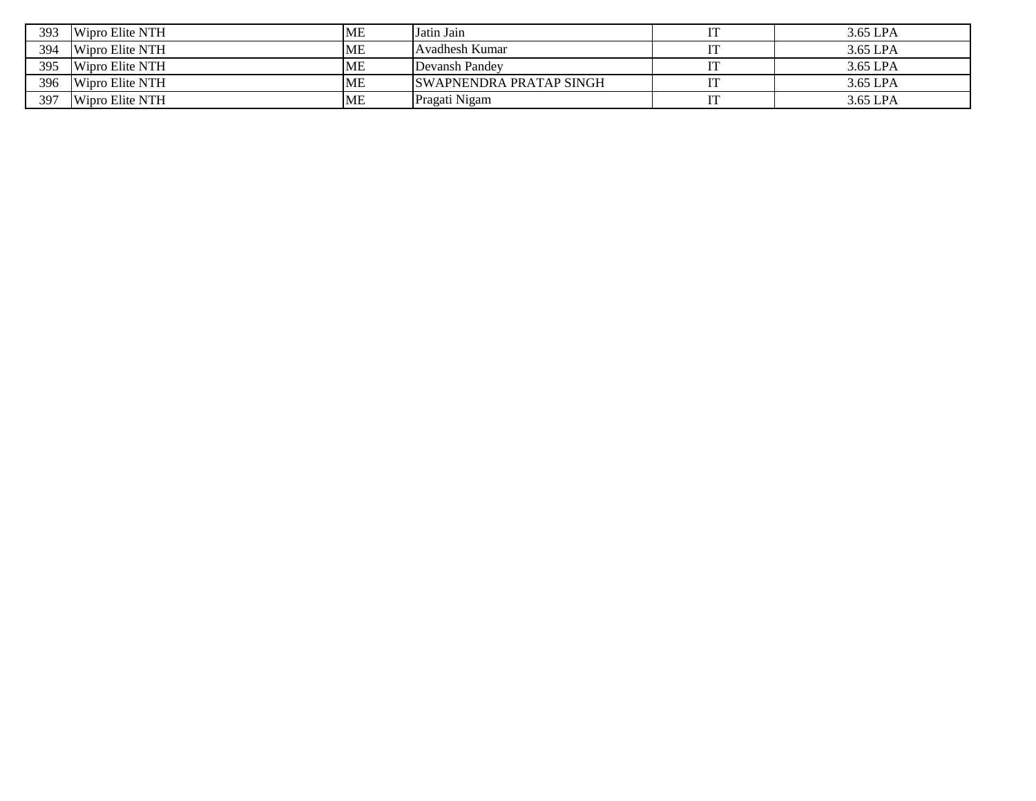| | | | | | |
|---|---|---|---|---|---|
| 393 | Wipro Elite NTH | ME | Jatin Jain | IT | 3.65 LPA |
| 394 | Wipro Elite NTH | ME | Avadhesh Kumar | IT | 3.65 LPA |
| 395 | Wipro Elite NTH | ME | Devansh Pandey | IT | 3.65 LPA |
| 396 | Wipro Elite NTH | ME | SWAPNENDRA PRATAP SINGH | IT | 3.65 LPA |
| 397 | Wipro Elite NTH | ME | Pragati Nigam | IT | 3.65 LPA |